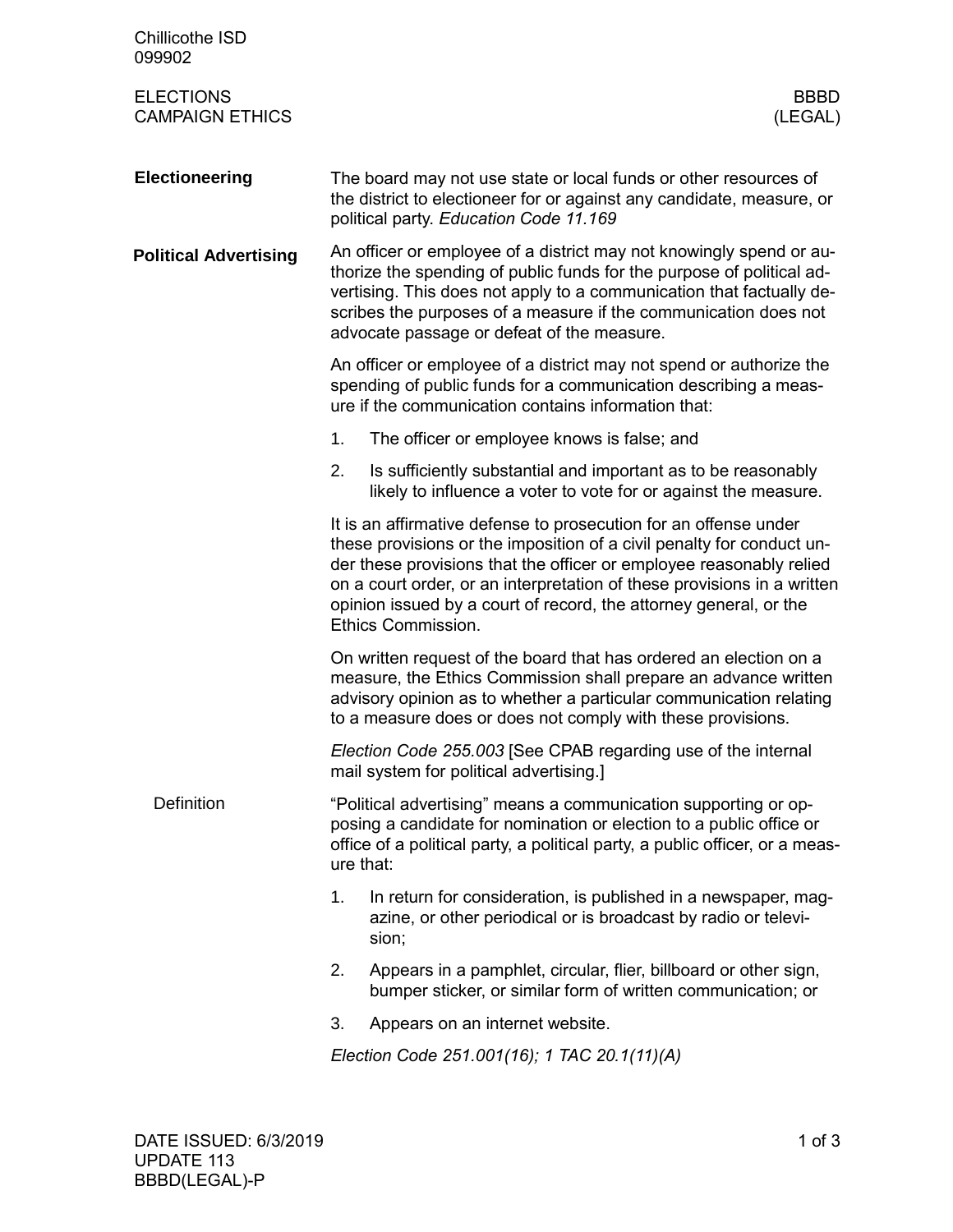Chillicothe ISD
099902

ELECTIONS
CAMPAIGN ETHICS

BBBD
(LEGAL)

## Electioneering

The board may not use state or local funds or other resources of the district to electioneer for or against any candidate, measure, or political party. *Education Code 11.169*

## Political Advertising

An officer or employee of a district may not knowingly spend or authorize the spending of public funds for the purpose of political advertising. This does not apply to a communication that factually describes the purposes of a measure if the communication does not advocate passage or defeat of the measure.

An officer or employee of a district may not spend or authorize the spending of public funds for a communication describing a measure if the communication contains information that:

1. The officer or employee knows is false; and
2. Is sufficiently substantial and important as to be reasonably likely to influence a voter to vote for or against the measure.

It is an affirmative defense to prosecution for an offense under these provisions or the imposition of a civil penalty for conduct under these provisions that the officer or employee reasonably relied on a court order, or an interpretation of these provisions in a written opinion issued by a court of record, the attorney general, or the Ethics Commission.

On written request of the board that has ordered an election on a measure, the Ethics Commission shall prepare an advance written advisory opinion as to whether a particular communication relating to a measure does or does not comply with these provisions.

*Election Code 255.003* [See CPAB regarding use of the internal mail system for political advertising.]

### Definition

"Political advertising" means a communication supporting or opposing a candidate for nomination or election to a public office or office of a political party, a political party, a public officer, or a measure that:

1. In return for consideration, is published in a newspaper, magazine, or other periodical or is broadcast by radio or television;
2. Appears in a pamphlet, circular, flier, billboard or other sign, bumper sticker, or similar form of written communication; or
3. Appears on an internet website.

*Election Code 251.001(16); 1 TAC 20.1(11)(A)*

DATE ISSUED: 6/3/2019
UPDATE 113
BBBD(LEGAL)-P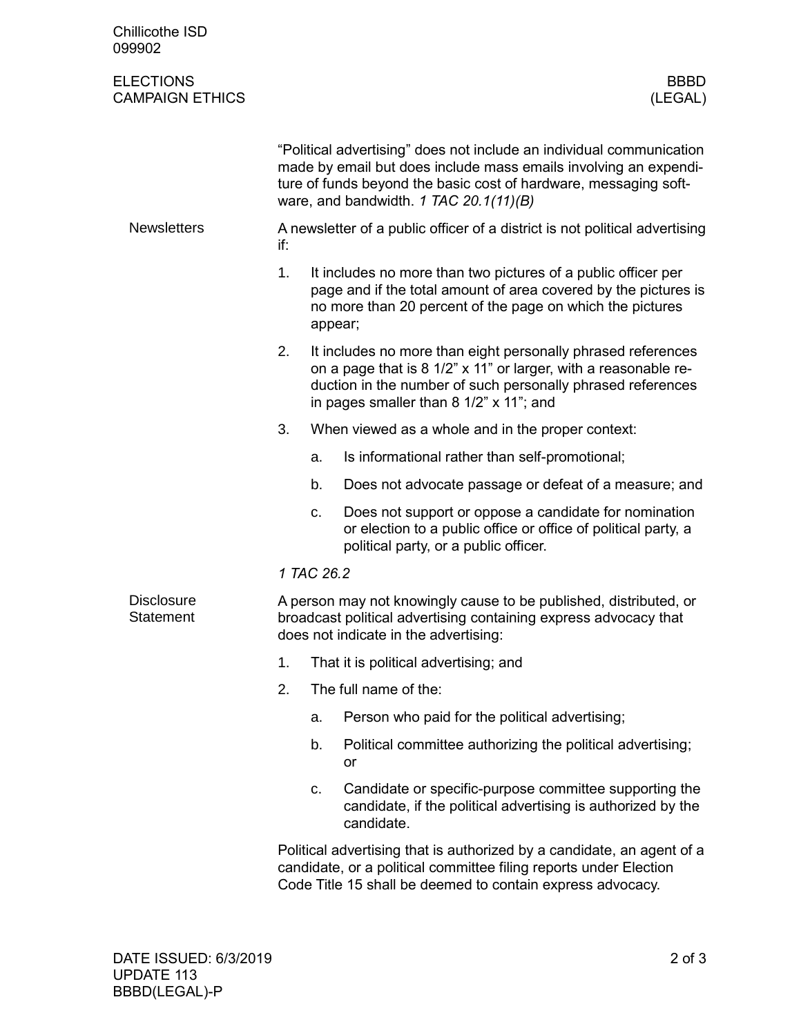"Political advertising" does not include an individual communication made by email but does include mass emails involving an expenditure of funds beyond the basic cost of hardware, messaging software, and bandwidth. *1 TAC 20.1(11)(B)*

## Newsletters

A newsletter of a public officer of a district is not political advertising if:

1. It includes no more than two pictures of a public officer per page and if the total amount of area covered by the pictures is no more than 20 percent of the page on which the pictures appear;
2. It includes no more than eight personally phrased references on a page that is 8 1/2" x 11" or larger, with a reasonable reduction in the number of such personally phrased references in pages smaller than 8 1/2" x 11"; and
3. When viewed as a whole and in the proper context:
   a. Is informational rather than self-promotional;
   b. Does not advocate passage or defeat of a measure; and
   c. Does not support or oppose a candidate for nomination or election to a public office or office of political party, a political party, or a public officer.

*1 TAC 26.2*

## Disclosure Statement

A person may not knowingly cause to be published, distributed, or broadcast political advertising containing express advocacy that does not indicate in the advertising:

1. That it is political advertising; and
2. The full name of the:
   a. Person who paid for the political advertising;
   b. Political committee authorizing the political advertising; or
   c. Candidate or specific-purpose committee supporting the candidate, if the political advertising is authorized by the candidate.

Political advertising that is authorized by a candidate, an agent of a candidate, or a political committee filing reports under Election Code Title 15 shall be deemed to contain express advocacy.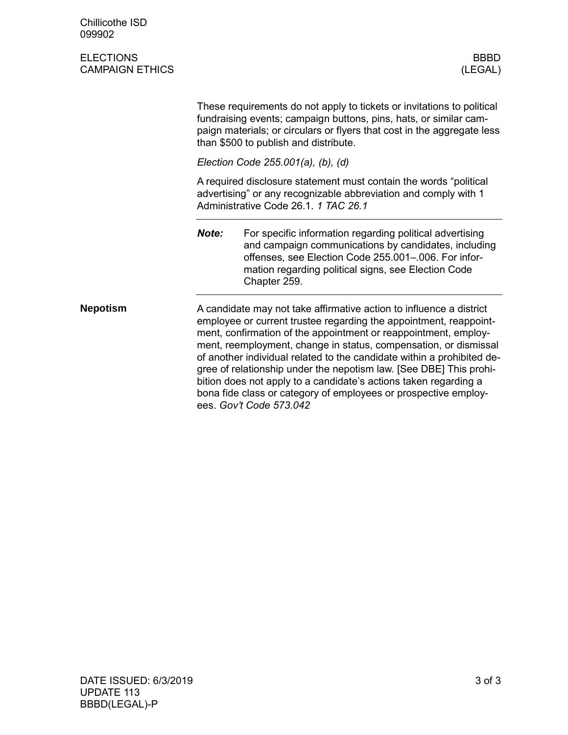These requirements do not apply to tickets or invitations to political fundraising events; campaign buttons, pins, hats, or similar campaign materials; or circulars or flyers that cost in the aggregate less than $500 to publish and distribute.

*Election Code 255.001(a), (b), (d)*

A required disclosure statement must contain the words "political advertising" or any recognizable abbreviation and comply with 1 Administrative Code 26.1. *1 TAC 26.1*

---

***Note:*** For specific information regarding political advertising and campaign communications by candidates, including offenses, see Election Code 255.001–.006. For information regarding political signs, see Election Code Chapter 259.

---

**Nepotism**

A candidate may not take affirmative action to influence a district employee or current trustee regarding the appointment, reappointment, confirmation of the appointment or reappointment, employment, reemployment, change in status, compensation, or dismissal of another individual related to the candidate within a prohibited degree of relationship under the nepotism law. [See DBE] This prohibition does not apply to a candidate's actions taken regarding a bona fide class or category of employees or prospective employees. *Gov't Code 573.042*